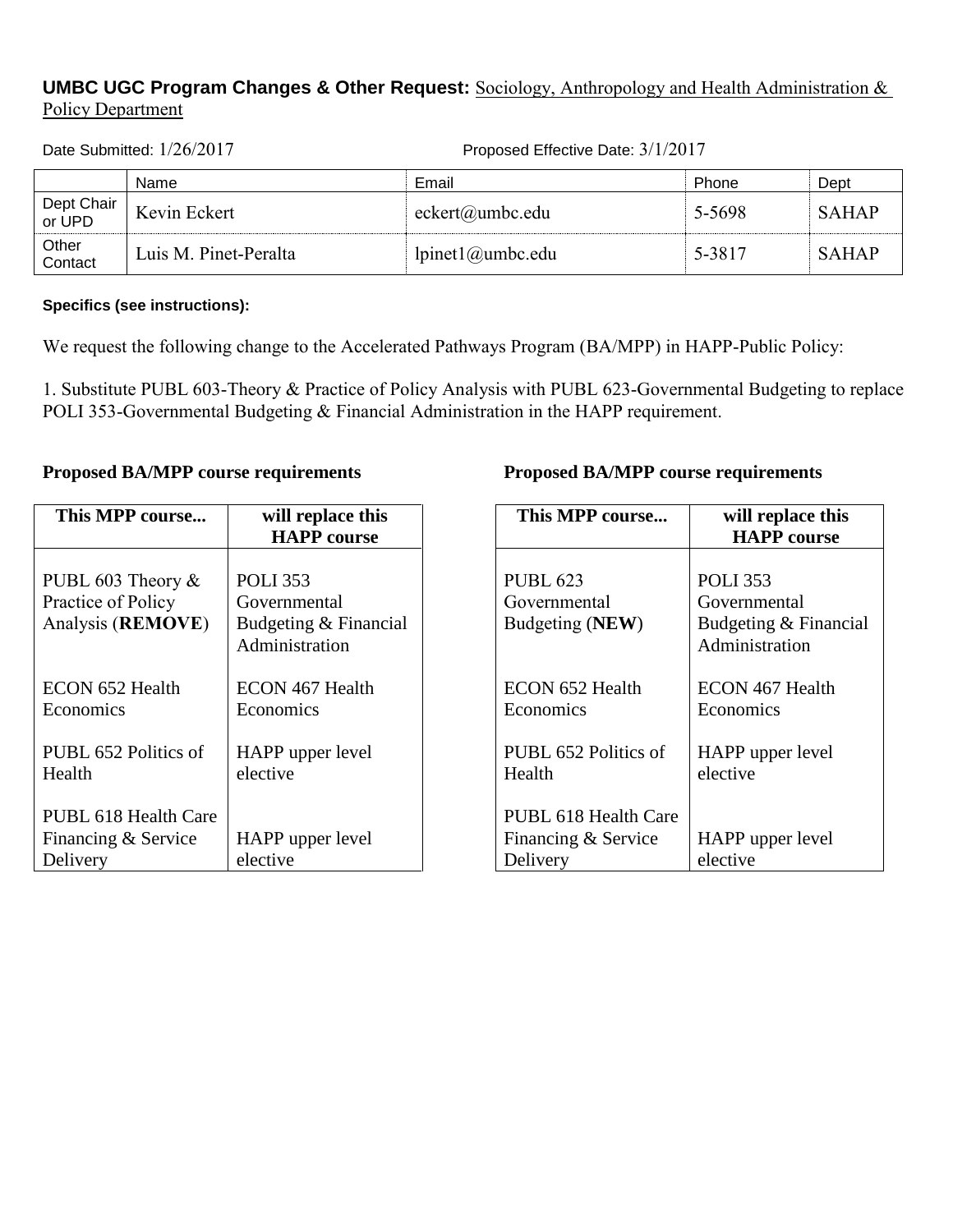**UMBC UGC Program Changes & Other Request:** Sociology, Anthropology and Health Administration & Policy Department

Date Submitted: 1/26/2017 Proposed Effective Date: 3/1/2017

| | Name | Email | Phone | Dept |
|---|---|---|---|---|
| Dept Chair or UPD | Kevin Eckert | eckert@umbc.edu | 5-5698 | SAHAP |
| Other Contact | Luis M. Pinet-Peralta | lpinet1@umbc.edu | 5-3817 | SAHAP |

**Specifics (see instructions):**

We request the following change to the Accelerated Pathways Program (BA/MPP) in HAPP-Public Policy:

1. Substitute PUBL 603-Theory & Practice of Policy Analysis with PUBL 623-Governmental Budgeting to replace POLI 353-Governmental Budgeting & Financial Administration in the HAPP requirement.

**Proposed BA/MPP course requirements**

| This MPP course... | will replace this HAPP course |
|---|---|
| PUBL 603 Theory & Practice of Policy Analysis (**REMOVE**) | POLI 353 Governmental Budgeting & Financial Administration |
| ECON 652 Health Economics | ECON 467 Health Economics |
| PUBL 652 Politics of Health | HAPP upper level elective |
| PUBL 618 Health Care Financing & Service Delivery | HAPP upper level elective |

**Proposed BA/MPP course requirements**

| This MPP course... | will replace this HAPP course |
|---|---|
| PUBL 623 Governmental Budgeting (**NEW**) | POLI 353 Governmental Budgeting & Financial Administration |
| ECON 652 Health Economics | ECON 467 Health Economics |
| PUBL 652 Politics of Health | HAPP upper level elective |
| PUBL 618 Health Care Financing & Service Delivery | HAPP upper level elective |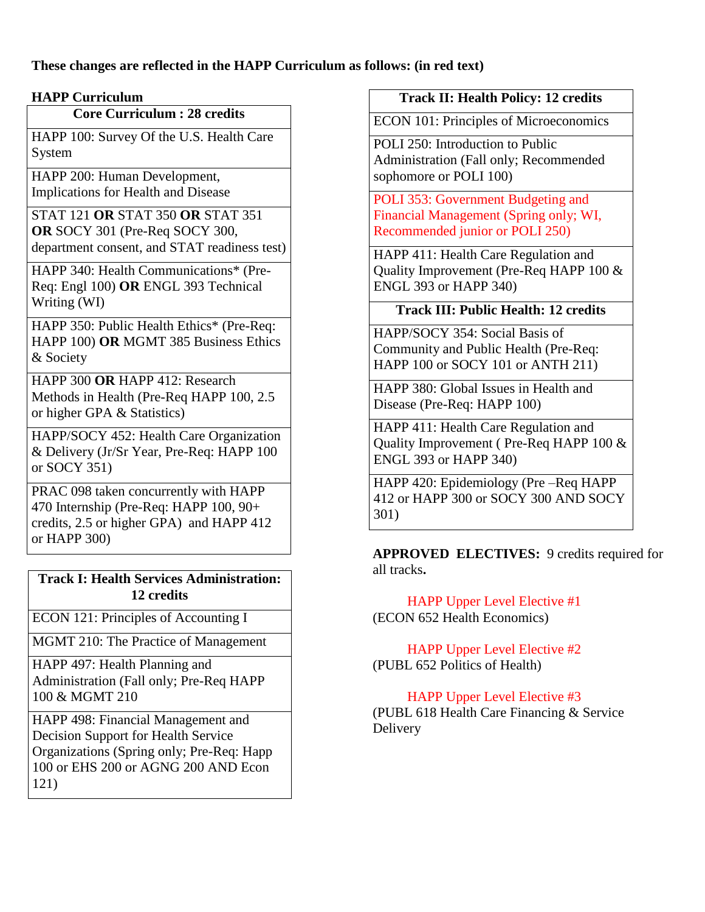**These changes are reflected in the HAPP Curriculum as follows: (in red text)**

**HAPP Curriculum**

| Core Curriculum : 28 credits |
|---|
| HAPP 100: Survey Of the U.S. Health Care System |
| HAPP 200: Human Development, Implications for Health and Disease |
| STAT 121 **OR** STAT 350 **OR** STAT 351 **OR** SOCY 301 (Pre-Req SOCY 300, department consent, and STAT readiness test) |
| HAPP 340: Health Communications* (Pre-Req: Engl 100) **OR** ENGL 393 Technical Writing (WI) |
| HAPP 350: Public Health Ethics* (Pre-Req: HAPP 100) **OR** MGMT 385 Business Ethics & Society |
| HAPP 300 **OR** HAPP 412: Research Methods in Health (Pre-Req HAPP 100, 2.5 or higher GPA & Statistics) |
| HAPP/SOCY 452: Health Care Organization & Delivery (Jr/Sr Year, Pre-Req: HAPP 100 or SOCY 351) |
| PRAC 098 taken concurrently with HAPP 470 Internship (Pre-Req: HAPP 100, 90+ credits, 2.5 or higher GPA) and HAPP 412 or HAPP 300) |

| Track I: Health Services Administration: 12 credits |
|---|
| ECON 121: Principles of Accounting I |
| MGMT 210: The Practice of Management |
| HAPP 497: Health Planning and Administration (Fall only; Pre-Req HAPP 100 & MGMT 210 |
| HAPP 498: Financial Management and Decision Support for Health Service Organizations (Spring only; Pre-Req: Happ 100 or EHS 200 or AGNG 200 AND Econ 121) |

| Track II: Health Policy: 12 credits |
|---|
| ECON 101: Principles of Microeconomics |
| POLI 250: Introduction to Public Administration (Fall only; Recommended sophomore or POLI 100) |
| POLI 353: Government Budgeting and Financial Management (Spring only; WI, Recommended junior or POLI 250) |
| HAPP 411: Health Care Regulation and Quality Improvement (Pre-Req HAPP 100 & ENGL 393 or HAPP 340) |

| Track III: Public Health: 12 credits |
|---|
| HAPP/SOCY 354: Social Basis of Community and Public Health (Pre-Req: HAPP 100 or SOCY 101 or ANTH 211) |
| HAPP 380: Global Issues in Health and Disease (Pre-Req: HAPP 100) |
| HAPP 411: Health Care Regulation and Quality Improvement ( Pre-Req HAPP 100 & ENGL 393 or HAPP 340) |
| HAPP 420: Epidemiology (Pre –Req HAPP 412 or HAPP 300 or SOCY 300 AND SOCY 301) |

**APPROVED ELECTIVES:** 9 credits required for all tracks**.**

HAPP Upper Level Elective #1
(ECON 652 Health Economics)

HAPP Upper Level Elective #2
(PUBL 652 Politics of Health)

HAPP Upper Level Elective #3
(PUBL 618 Health Care Financing & Service Delivery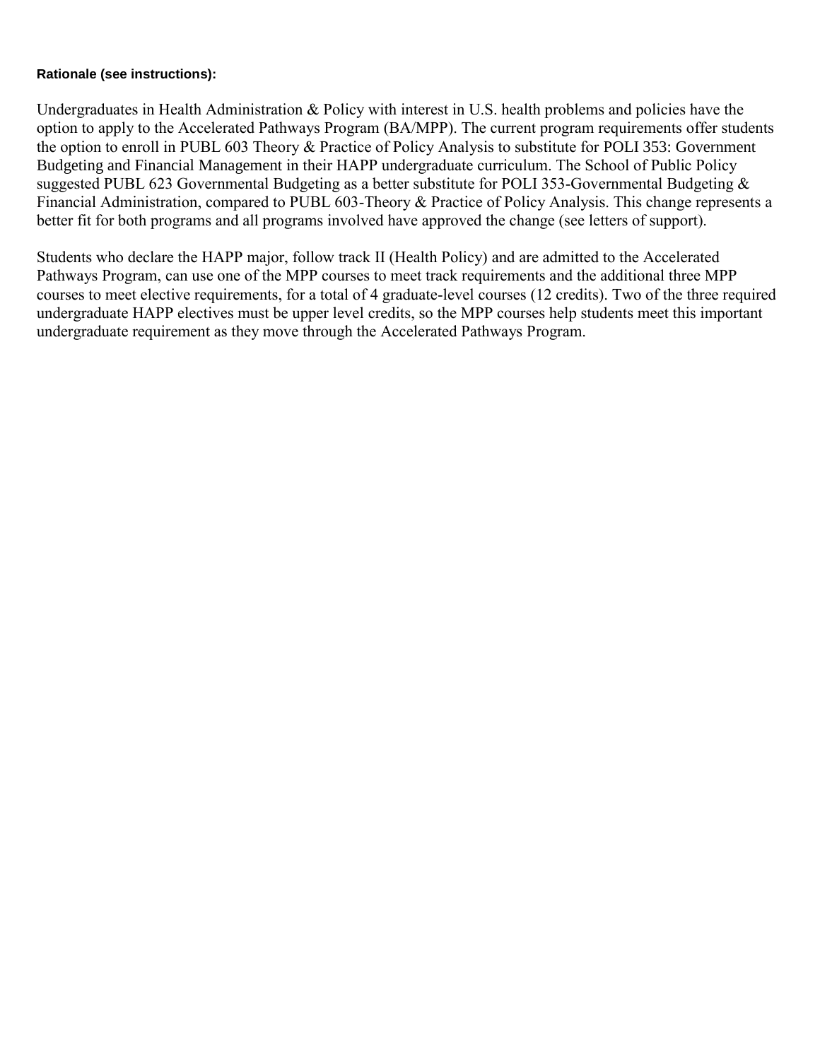**Rationale (see instructions):**

Undergraduates in Health Administration & Policy with interest in U.S. health problems and policies have the option to apply to the Accelerated Pathways Program (BA/MPP). The current program requirements offer students the option to enroll in PUBL 603 Theory & Practice of Policy Analysis to substitute for POLI 353: Government Budgeting and Financial Management in their HAPP undergraduate curriculum. The School of Public Policy suggested PUBL 623 Governmental Budgeting as a better substitute for POLI 353-Governmental Budgeting & Financial Administration, compared to PUBL 603-Theory & Practice of Policy Analysis. This change represents a better fit for both programs and all programs involved have approved the change (see letters of support).

Students who declare the HAPP major, follow track II (Health Policy) and are admitted to the Accelerated Pathways Program, can use one of the MPP courses to meet track requirements and the additional three MPP courses to meet elective requirements, for a total of 4 graduate-level courses (12 credits). Two of the three required undergraduate HAPP electives must be upper level credits, so the MPP courses help students meet this important undergraduate requirement as they move through the Accelerated Pathways Program.